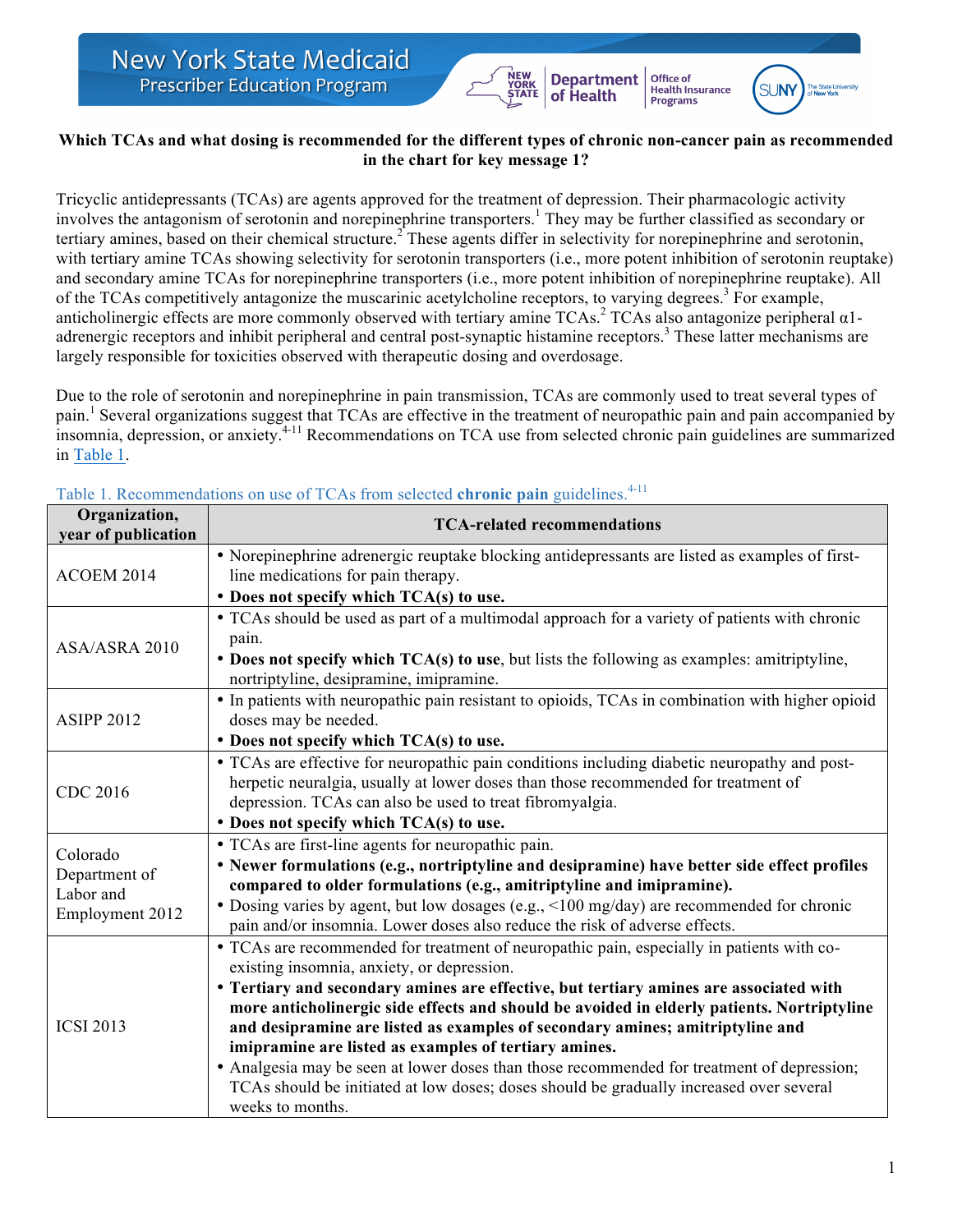**Which TCAs and what dosing is recommended for the different types of chronic non-cancer pain as recommended in the chart for key message 1?**

Tricyclic antidepressants (TCAs) are agents approved for the treatment of depression. Their pharmacologic activity involves the antagonism of serotonin and norepinephrine transporters.[1] They may be further classified as secondary or tertiary amines, based on their chemical structure.[2] These agents differ in selectivity for norepinephrine and serotonin, with tertiary amine TCAs showing selectivity for serotonin transporters (i.e., more potent inhibition of serotonin reuptake) and secondary amine TCAs for norepinephrine transporters (i.e., more potent inhibition of norepinephrine reuptake). All of the TCAs competitively antagonize the muscarinic acetylcholine receptors, to varying degrees.[3] For example, anticholinergic effects are more commonly observed with tertiary amine TCAs.[2] TCAs also antagonize peripheral α1-adrenergic receptors and inhibit peripheral and central post-synaptic histamine receptors.[3] These latter mechanisms are largely responsible for toxicities observed with therapeutic dosing and overdosage.

Due to the role of serotonin and norepinephrine in pain transmission, TCAs are commonly used to treat several types of pain.[1] Several organizations suggest that TCAs are effective in the treatment of neuropathic pain and pain accompanied by insomnia, depression, or anxiety.[4-11] Recommendations on TCA use from selected chronic pain guidelines are summarized in Table 1.

Table 1. Recommendations on use of TCAs from selected **chronic pain** guidelines.[4-11]

| Organization, year of publication | TCA-related recommendations |
|---|---|
| ACOEM 2014 | • Norepinephrine adrenergic reuptake blocking antidepressants are listed as examples of first-line medications for pain therapy.<br>• **Does not specify which TCA(s) to use.** |
| ASA/ASRA 2010 | • TCAs should be used as part of a multimodal approach for a variety of patients with chronic pain.<br>• **Does not specify which TCA(s) to use**, but lists the following as examples: amitriptyline, nortriptyline, desipramine, imipramine. |
| ASIPP 2012 | • In patients with neuropathic pain resistant to opioids, TCAs in combination with higher opioid doses may be needed.<br>• **Does not specify which TCA(s) to use.** |
| CDC 2016 | • TCAs are effective for neuropathic pain conditions including diabetic neuropathy and post-herpetic neuralgia, usually at lower doses than those recommended for treatment of depression. TCAs can also be used to treat fibromyalgia.<br>• **Does not specify which TCA(s) to use.** |
| Colorado Department of Labor and Employment 2012 | • TCAs are first-line agents for neuropathic pain.<br>• **Newer formulations (e.g., nortriptyline and desipramine) have better side effect profiles compared to older formulations (e.g., amitriptyline and imipramine).**<br>• Dosing varies by agent, but low dosages (e.g., <100 mg/day) are recommended for chronic pain and/or insomnia. Lower doses also reduce the risk of adverse effects. |
| ICSI 2013 | • TCAs are recommended for treatment of neuropathic pain, especially in patients with co-existing insomnia, anxiety, or depression.<br>• **Tertiary and secondary amines are effective, but tertiary amines are associated with more anticholinergic side effects and should be avoided in elderly patients. Nortriptyline and desipramine are listed as examples of secondary amines; amitriptyline and imipramine are listed as examples of tertiary amines.**<br>• Analgesia may be seen at lower doses than those recommended for treatment of depression; TCAs should be initiated at low doses; doses should be gradually increased over several weeks to months. |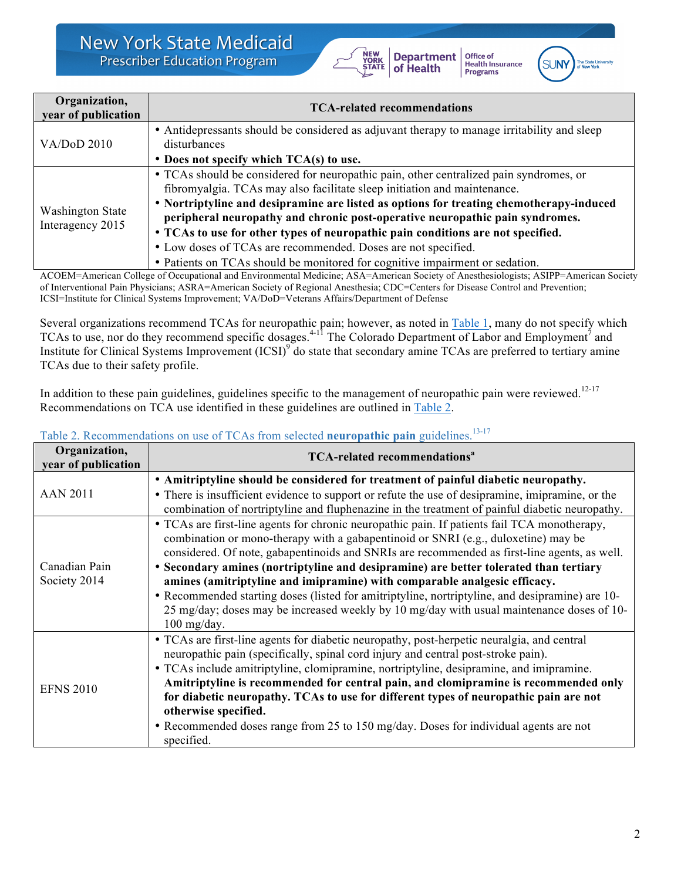| Organization, year of publication | TCA-related recommendations |
|---|---|
| VA/DoD 2010 | • Antidepressants should be considered as adjuvant therapy to manage irritability and sleep disturbances<br>• **Does not specify which TCA(s) to use.** |
| Washington State Interagency 2015 | • TCAs should be considered for neuropathic pain, other centralized pain syndromes, or fibromyalgia. TCAs may also facilitate sleep initiation and maintenance.<br>• **Nortriptyline and desipramine are listed as options for treating chemotherapy-induced peripheral neuropathy and chronic post-operative neuropathic pain syndromes.**<br>• **TCAs to use for other types of neuropathic pain conditions are not specified.**<br>• Low doses of TCAs are recommended. Doses are not specified.<br>• Patients on TCAs should be monitored for cognitive impairment or sedation. |

ACOEM=American College of Occupational and Environmental Medicine; ASA=American Society of Anesthesiologists; ASIPP=American Society of Interventional Pain Physicians; ASRA=American Society of Regional Anesthesia; CDC=Centers for Disease Control and Prevention; ICSI=Institute for Clinical Systems Improvement; VA/DoD=Veterans Affairs/Department of Defense

Several organizations recommend TCAs for neuropathic pain; however, as noted in Table 1, many do not specify which TCAs to use, nor do they recommend specific dosages.[4-11] The Colorado Department of Labor and Employment[7] and Institute for Clinical Systems Improvement (ICSI)[9] do state that secondary amine TCAs are preferred to tertiary amine TCAs due to their safety profile.

In addition to these pain guidelines, guidelines specific to the management of neuropathic pain were reviewed.[12-17] Recommendations on TCA use identified in these guidelines are outlined in Table 2.

Table 2. Recommendations on use of TCAs from selected **neuropathic pain** guidelines.[13-17]

| Organization, year of publication | TCA-related recommendations[a] |
|---|---|
| AAN 2011 | • **Amitriptyline should be considered for treatment of painful diabetic neuropathy.**<br>• There is insufficient evidence to support or refute the use of desipramine, imipramine, or the combination of nortriptyline and fluphenazine in the treatment of painful diabetic neuropathy. |
| Canadian Pain Society 2014 | • TCAs are first-line agents for chronic neuropathic pain. If patients fail TCA monotherapy, combination or mono-therapy with a gabapentinoid or SNRI (e.g., duloxetine) may be considered. Of note, gabapentinoids and SNRIs are recommended as first-line agents, as well.<br>• **Secondary amines (nortriptyline and desipramine) are better tolerated than tertiary amines (amitriptyline and imipramine) with comparable analgesic efficacy.**<br>• Recommended starting doses (listed for amitriptyline, nortriptyline, and desipramine) are 10-25 mg/day; doses may be increased weekly by 10 mg/day with usual maintenance doses of 10-100 mg/day. |
| EFNS 2010 | • TCAs are first-line agents for diabetic neuropathy, post-herpetic neuralgia, and central neuropathic pain (specifically, spinal cord injury and central post-stroke pain).<br>• TCAs include amitriptyline, clomipramine, nortriptyline, desipramine, and imipramine. **Amitriptyline is recommended for central pain, and clomipramine is recommended only for diabetic neuropathy. TCAs to use for different types of neuropathic pain are not otherwise specified.**<br>• Recommended doses range from 25 to 150 mg/day. Doses for individual agents are not specified. |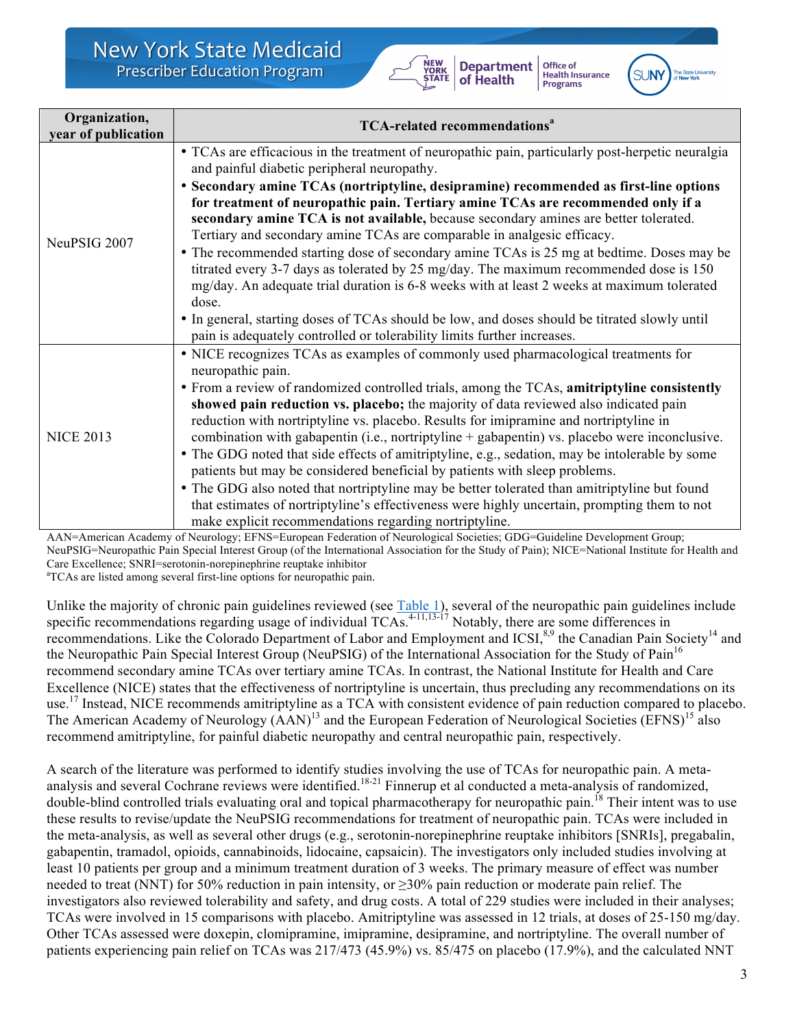| Organization, year of publication | TCA-related recommendations[a] |
| --- | --- |
| NeuPSIG 2007 | • TCAs are efficacious in the treatment of neuropathic pain, particularly post-herpetic neuralgia and painful diabetic peripheral neuropathy. • **Secondary amine TCAs (nortriptyline, desipramine) recommended as first-line options for treatment of neuropathic pain. Tertiary amine TCAs are recommended only if a secondary amine TCA is not available,** because secondary amines are better tolerated. Tertiary and secondary amine TCAs are comparable in analgesic efficacy. • The recommended starting dose of secondary amine TCAs is 25 mg at bedtime. Doses may be titrated every 3-7 days as tolerated by 25 mg/day. The maximum recommended dose is 150 mg/day. An adequate trial duration is 6-8 weeks with at least 2 weeks at maximum tolerated dose. • In general, starting doses of TCAs should be low, and doses should be titrated slowly until pain is adequately controlled or tolerability limits further increases. |
| NICE 2013 | • NICE recognizes TCAs as examples of commonly used pharmacological treatments for neuropathic pain. • From a review of randomized controlled trials, among the TCAs, **amitriptyline consistently showed pain reduction vs. placebo;** the majority of data reviewed also indicated pain reduction with nortriptyline vs. placebo. Results for imipramine and nortriptyline in combination with gabapentin (i.e., nortriptyline + gabapentin) vs. placebo were inconclusive. • The GDG noted that side effects of amitriptyline, e.g., sedation, may be intolerable by some patients but may be considered beneficial by patients with sleep problems. • The GDG also noted that nortriptyline may be better tolerated than amitriptyline but found that estimates of nortriptyline's effectiveness were highly uncertain, prompting them to not make explicit recommendations regarding nortriptyline. |

AAN=American Academy of Neurology; EFNS=European Federation of Neurological Societies; GDG=Guideline Development Group; NeuPSIG=Neuropathic Pain Special Interest Group (of the International Association for the Study of Pain); NICE=National Institute for Health and Care Excellence; SNRI=serotonin-norepinephrine reuptake inhibitor
[a]TCAs are listed among several first-line options for neuropathic pain.

Unlike the majority of chronic pain guidelines reviewed (see Table 1), several of the neuropathic pain guidelines include specific recommendations regarding usage of individual TCAs.[4-11,13-17] Notably, there are some differences in recommendations. Like the Colorado Department of Labor and Employment and ICSI,[8,9] the Canadian Pain Society[14] and the Neuropathic Pain Special Interest Group (NeuPSIG) of the International Association for the Study of Pain[16] recommend secondary amine TCAs over tertiary amine TCAs. In contrast, the National Institute for Health and Care Excellence (NICE) states that the effectiveness of nortriptyline is uncertain, thus precluding any recommendations on its use.[17] Instead, NICE recommends amitriptyline as a TCA with consistent evidence of pain reduction compared to placebo. The American Academy of Neurology (AAN)[13] and the European Federation of Neurological Societies (EFNS)[15] also recommend amitriptyline, for painful diabetic neuropathy and central neuropathic pain, respectively.

A search of the literature was performed to identify studies involving the use of TCAs for neuropathic pain. A meta-analysis and several Cochrane reviews were identified.[18-21] Finnerup et al conducted a meta-analysis of randomized, double-blind controlled trials evaluating oral and topical pharmacotherapy for neuropathic pain.[18] Their intent was to use these results to revise/update the NeuPSIG recommendations for treatment of neuropathic pain. TCAs were included in the meta-analysis, as well as several other drugs (e.g., serotonin-norepinephrine reuptake inhibitors [SNRIs], pregabalin, gabapentin, tramadol, opioids, cannabinoids, lidocaine, capsaicin). The investigators only included studies involving at least 10 patients per group and a minimum treatment duration of 3 weeks. The primary measure of effect was number needed to treat (NNT) for 50% reduction in pain intensity, or ≥30% pain reduction or moderate pain relief. The investigators also reviewed tolerability and safety, and drug costs. A total of 229 studies were included in their analyses; TCAs were involved in 15 comparisons with placebo. Amitriptyline was assessed in 12 trials, at doses of 25-150 mg/day. Other TCAs assessed were doxepin, clomipramine, imipramine, desipramine, and nortriptyline. The overall number of patients experiencing pain relief on TCAs was 217/473 (45.9%) vs. 85/475 on placebo (17.9%), and the calculated NNT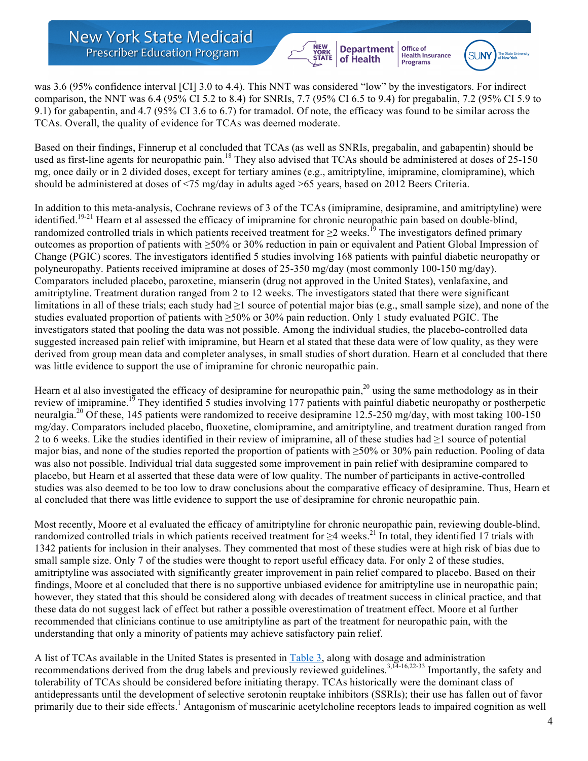was 3.6 (95% confidence interval [CI] 3.0 to 4.4). This NNT was considered "low" by the investigators. For indirect comparison, the NNT was 6.4 (95% CI 5.2 to 8.4) for SNRIs, 7.7 (95% CI 6.5 to 9.4) for pregabalin, 7.2 (95% CI 5.9 to 9.1) for gabapentin, and 4.7 (95% CI 3.6 to 6.7) for tramadol. Of note, the efficacy was found to be similar across the TCAs. Overall, the quality of evidence for TCAs was deemed moderate.

Based on their findings, Finnerup et al concluded that TCAs (as well as SNRIs, pregabalin, and gabapentin) should be used as first-line agents for neuropathic pain.[18] They also advised that TCAs should be administered at doses of 25-150 mg, once daily or in 2 divided doses, except for tertiary amines (e.g., amitriptyline, imipramine, clomipramine), which should be administered at doses of <75 mg/day in adults aged >65 years, based on 2012 Beers Criteria.

In addition to this meta-analysis, Cochrane reviews of 3 of the TCAs (imipramine, desipramine, and amitriptyline) were identified.[19-21] Hearn et al assessed the efficacy of imipramine for chronic neuropathic pain based on double-blind, randomized controlled trials in which patients received treatment for ≥2 weeks.[19] The investigators defined primary outcomes as proportion of patients with ≥50% or 30% reduction in pain or equivalent and Patient Global Impression of Change (PGIC) scores. The investigators identified 5 studies involving 168 patients with painful diabetic neuropathy or polyneuropathy. Patients received imipramine at doses of 25-350 mg/day (most commonly 100-150 mg/day). Comparators included placebo, paroxetine, mianserin (drug not approved in the United States), venlafaxine, and amitriptyline. Treatment duration ranged from 2 to 12 weeks. The investigators stated that there were significant limitations in all of these trials; each study had ≥1 source of potential major bias (e.g., small sample size), and none of the studies evaluated proportion of patients with ≥50% or 30% pain reduction. Only 1 study evaluated PGIC. The investigators stated that pooling the data was not possible. Among the individual studies, the placebo-controlled data suggested increased pain relief with imipramine, but Hearn et al stated that these data were of low quality, as they were derived from group mean data and completer analyses, in small studies of short duration. Hearn et al concluded that there was little evidence to support the use of imipramine for chronic neuropathic pain.

Hearn et al also investigated the efficacy of desipramine for neuropathic pain,[20] using the same methodology as in their review of imipramine.[19] They identified 5 studies involving 177 patients with painful diabetic neuropathy or postherpetic neuralgia.[20] Of these, 145 patients were randomized to receive desipramine 12.5-250 mg/day, with most taking 100-150 mg/day. Comparators included placebo, fluoxetine, clomipramine, and amitriptyline, and treatment duration ranged from 2 to 6 weeks. Like the studies identified in their review of imipramine, all of these studies had ≥1 source of potential major bias, and none of the studies reported the proportion of patients with ≥50% or 30% pain reduction. Pooling of data was also not possible. Individual trial data suggested some improvement in pain relief with desipramine compared to placebo, but Hearn et al asserted that these data were of low quality. The number of participants in active-controlled studies was also deemed to be too low to draw conclusions about the comparative efficacy of desipramine. Thus, Hearn et al concluded that there was little evidence to support the use of desipramine for chronic neuropathic pain.

Most recently, Moore et al evaluated the efficacy of amitriptyline for chronic neuropathic pain, reviewing double-blind, randomized controlled trials in which patients received treatment for ≥4 weeks.[21] In total, they identified 17 trials with 1342 patients for inclusion in their analyses. They commented that most of these studies were at high risk of bias due to small sample size. Only 7 of the studies were thought to report useful efficacy data. For only 2 of these studies, amitriptyline was associated with significantly greater improvement in pain relief compared to placebo. Based on their findings, Moore et al concluded that there is no supportive unbiased evidence for amitriptyline use in neuropathic pain; however, they stated that this should be considered along with decades of treatment success in clinical practice, and that these data do not suggest lack of effect but rather a possible overestimation of treatment effect. Moore et al further recommended that clinicians continue to use amitriptyline as part of the treatment for neuropathic pain, with the understanding that only a minority of patients may achieve satisfactory pain relief.

A list of TCAs available in the United States is presented in Table 3, along with dosage and administration recommendations derived from the drug labels and previously reviewed guidelines.[3,14-16,22-33] Importantly, the safety and tolerability of TCAs should be considered before initiating therapy. TCAs historically were the dominant class of antidepressants until the development of selective serotonin reuptake inhibitors (SSRIs); their use has fallen out of favor primarily due to their side effects.[1] Antagonism of muscarinic acetylcholine receptors leads to impaired cognition as well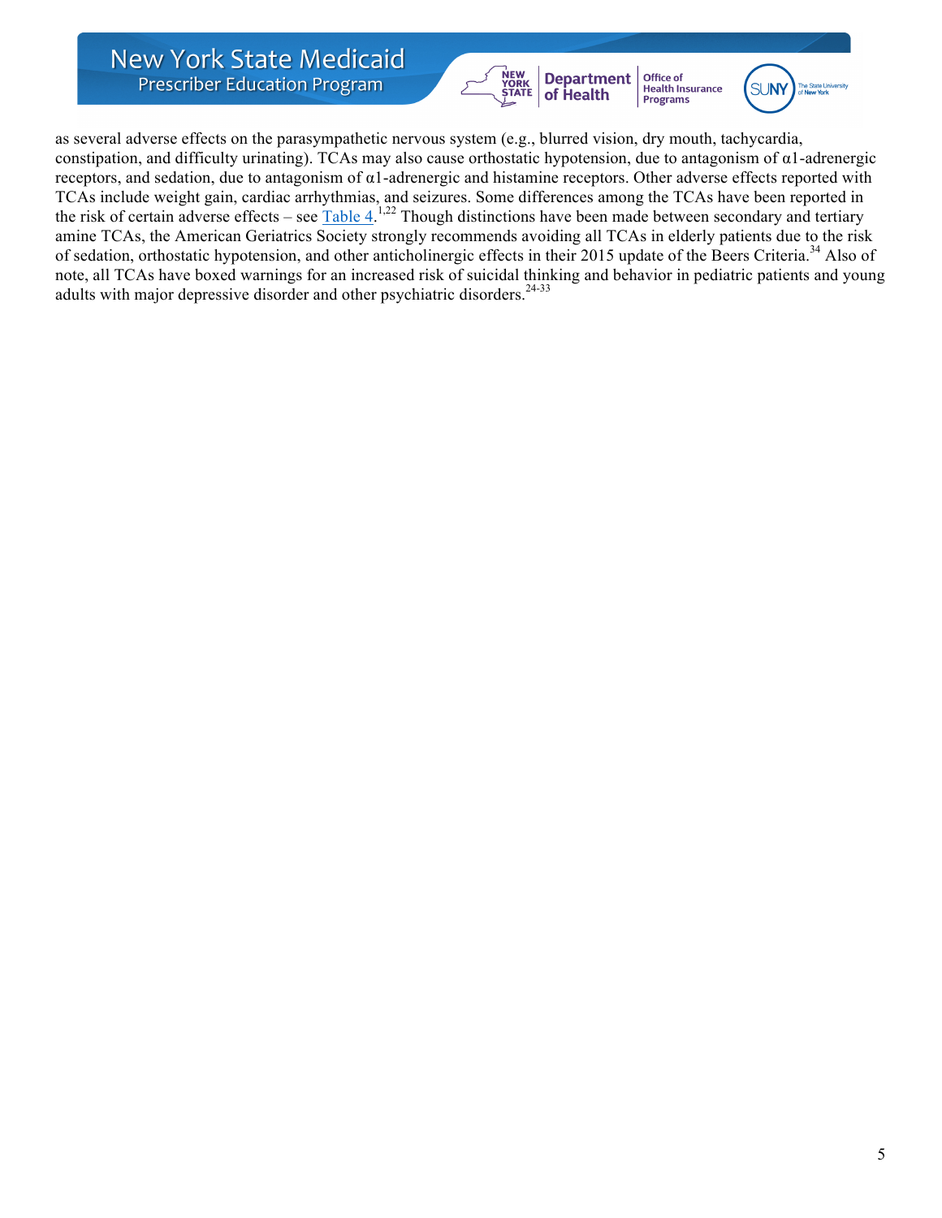as several adverse effects on the parasympathetic nervous system (e.g., blurred vision, dry mouth, tachycardia, constipation, and difficulty urinating). TCAs may also cause orthostatic hypotension, due to antagonism of α1-adrenergic receptors, and sedation, due to antagonism of α1-adrenergic and histamine receptors. Other adverse effects reported with TCAs include weight gain, cardiac arrhythmias, and seizures. Some differences among the TCAs have been reported in the risk of certain adverse effects – see Table 4.[1,22] Though distinctions have been made between secondary and tertiary amine TCAs, the American Geriatrics Society strongly recommends avoiding all TCAs in elderly patients due to the risk of sedation, orthostatic hypotension, and other anticholinergic effects in their 2015 update of the Beers Criteria.[34] Also of note, all TCAs have boxed warnings for an increased risk of suicidal thinking and behavior in pediatric patients and young adults with major depressive disorder and other psychiatric disorders.[24-33]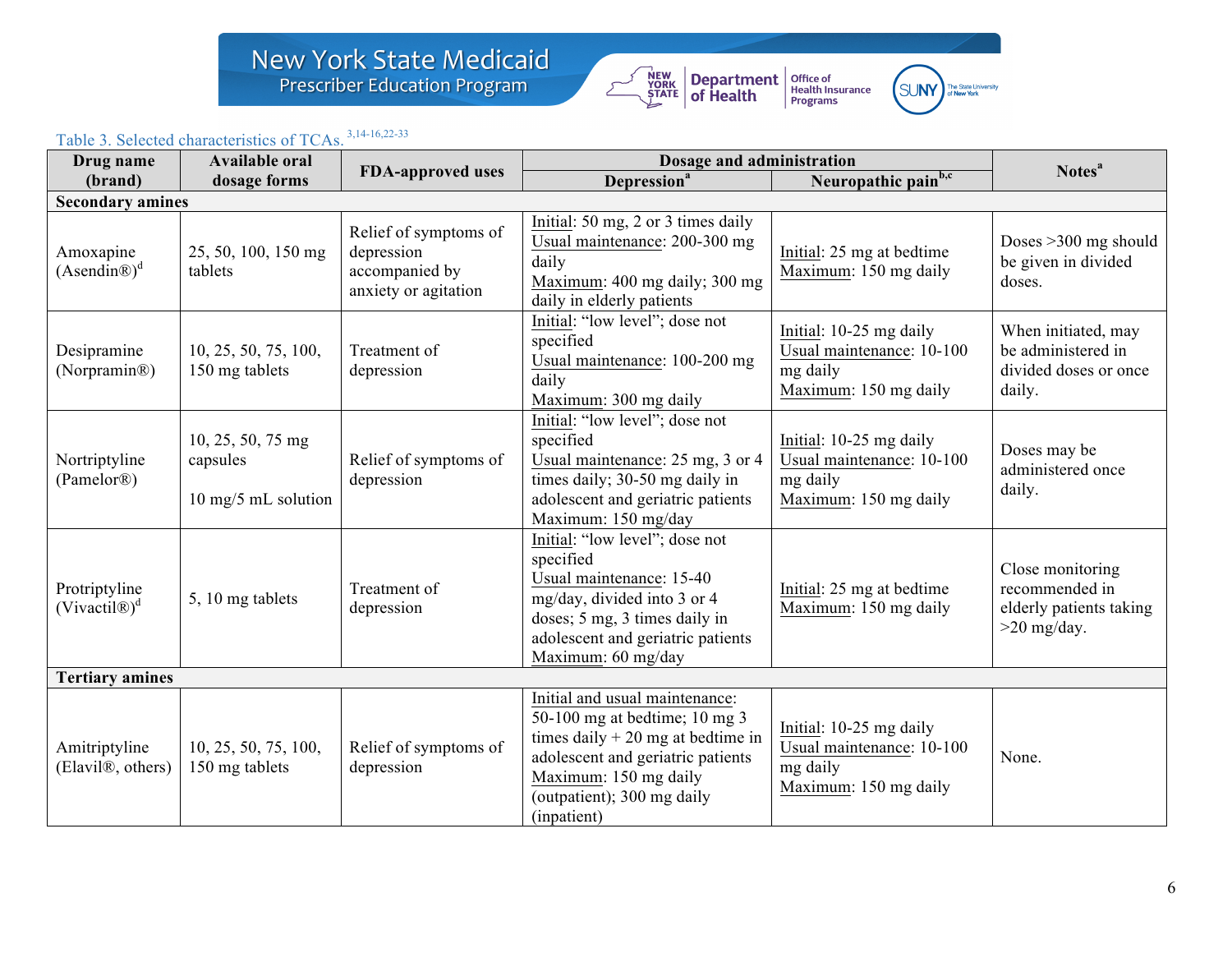Table 3. Selected characteristics of TCAs.[3,14-16,22-33]

| Drug name (brand) | Available oral dosage forms | FDA-approved uses | Dosage and administration | | Notes[a] |
|---|---|---|---|---|---|
| | | | Depression[a] | Neuropathic pain[b,c] | |
| **Secondary amines** | | | | | |
| Amoxapine (Asendin®)[d] | 25, 50, 100, 150 mg tablets | Relief of symptoms of depression accompanied by anxiety or agitation | Initial: 50 mg, 2 or 3 times daily<br>Usual maintenance: 200-300 mg daily<br>Maximum: 400 mg daily; 300 mg daily in elderly patients | Initial: 25 mg at bedtime<br>Maximum: 150 mg daily | Doses >300 mg should be given in divided doses. |
| Desipramine (Norpramin®) | 10, 25, 50, 75, 100, 150 mg tablets | Treatment of depression | Initial: "low level"; dose not specified<br>Usual maintenance: 100-200 mg daily<br>Maximum: 300 mg daily | Initial: 10-25 mg daily<br>Usual maintenance: 10-100 mg daily<br>Maximum: 150 mg daily | When initiated, may be administered in divided doses or once daily. |
| Nortriptyline (Pamelor®) | 10, 25, 50, 75 mg capsules<br><br>10 mg/5 mL solution | Relief of symptoms of depression | Initial: "low level"; dose not specified<br>Usual maintenance: 25 mg, 3 or 4 times daily; 30-50 mg daily in adolescent and geriatric patients<br>Maximum: 150 mg/day | Initial: 10-25 mg daily<br>Usual maintenance: 10-100 mg daily<br>Maximum: 150 mg daily | Doses may be administered once daily. |
| Protriptyline (Vivactil®)[d] | 5, 10 mg tablets | Treatment of depression | Initial: "low level"; dose not specified<br>Usual maintenance: 15-40 mg/day, divided into 3 or 4 doses; 5 mg, 3 times daily in adolescent and geriatric patients<br>Maximum: 60 mg/day | Initial: 25 mg at bedtime<br>Maximum: 150 mg daily | Close monitoring recommended in elderly patients taking >20 mg/day. |
| **Tertiary amines** | | | | | |
| Amitriptyline (Elavil®, others) | 10, 25, 50, 75, 100, 150 mg tablets | Relief of symptoms of depression | Initial and usual maintenance: 50-100 mg at bedtime; 10 mg 3 times daily + 20 mg at bedtime in adolescent and geriatric patients<br>Maximum: 150 mg daily (outpatient); 300 mg daily (inpatient) | Initial: 10-25 mg daily<br>Usual maintenance: 10-100 mg daily<br>Maximum: 150 mg daily | None. |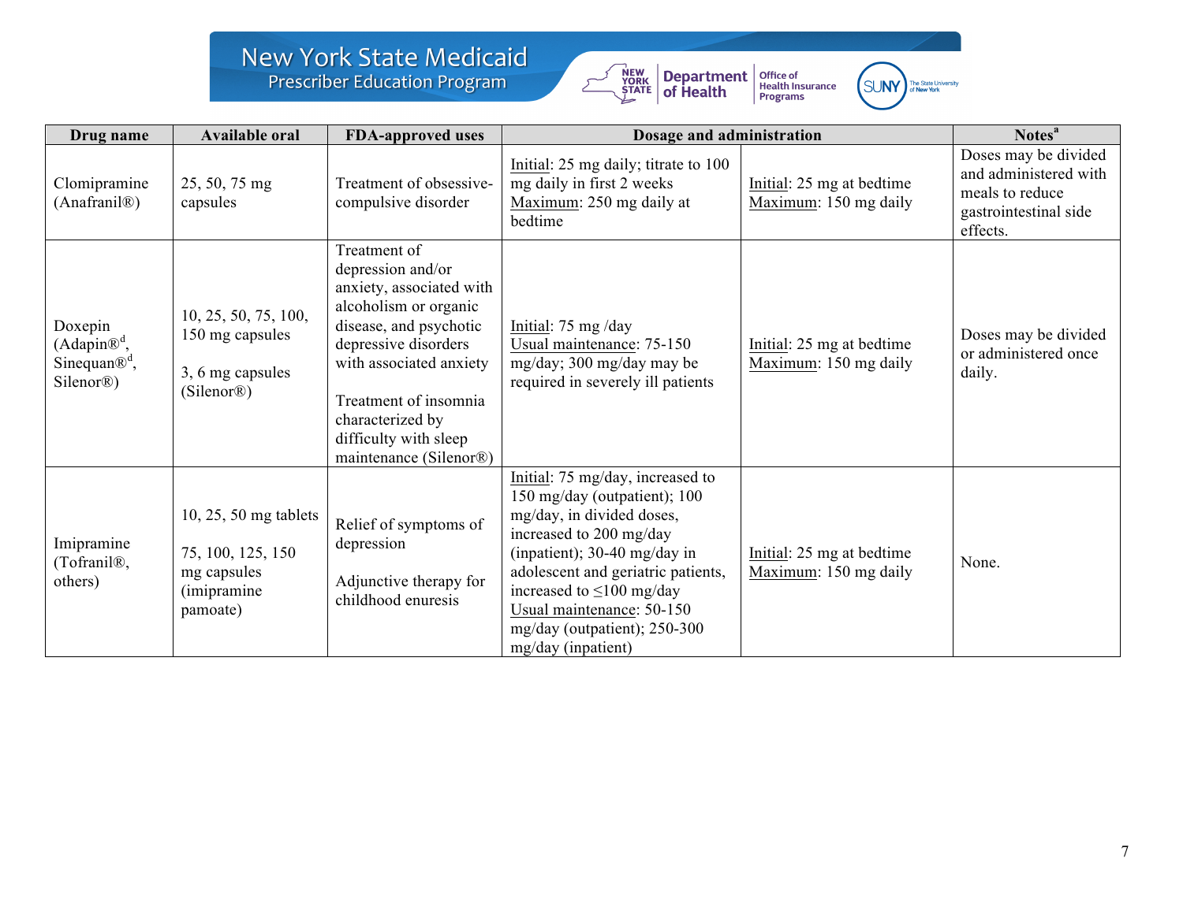| Drug name | Available oral | FDA-approved uses | Dosage and administration | | Notes[a] |
|---|---|---|---|---|---|
| Clomipramine (Anafranil®) | 25, 50, 75 mg capsules | Treatment of obsessive-compulsive disorder | Initial: 25 mg daily; titrate to 100 mg daily in first 2 weeks<br>Maximum: 250 mg daily at bedtime | Initial: 25 mg at bedtime<br>Maximum: 150 mg daily | Doses may be divided and administered with meals to reduce gastrointestinal side effects. |
| Doxepin (Adapin®[d], Sinequan®[d], Silenor®) | 10, 25, 50, 75, 100, 150 mg capsules<br><br>3, 6 mg capsules (Silenor®) | Treatment of depression and/or anxiety, associated with alcoholism or organic disease, and psychotic depressive disorders with associated anxiety<br><br>Treatment of insomnia characterized by difficulty with sleep maintenance (Silenor®) | Initial: 75 mg /day<br>Usual maintenance: 75-150 mg/day; 300 mg/day may be required in severely ill patients | Initial: 25 mg at bedtime<br>Maximum: 150 mg daily | Doses may be divided or administered once daily. |
| Imipramine (Tofranil®, others) | 10, 25, 50 mg tablets<br><br>75, 100, 125, 150 mg capsules (imipramine pamoate) | Relief of symptoms of depression<br><br>Adjunctive therapy for childhood enuresis | Initial: 75 mg/day, increased to 150 mg/day (outpatient); 100 mg/day, in divided doses, increased to 200 mg/day (inpatient); 30-40 mg/day in adolescent and geriatric patients, increased to ≤100 mg/day<br>Usual maintenance: 50-150 mg/day (outpatient); 250-300 mg/day (inpatient) | Initial: 25 mg at bedtime<br>Maximum: 150 mg daily | None. |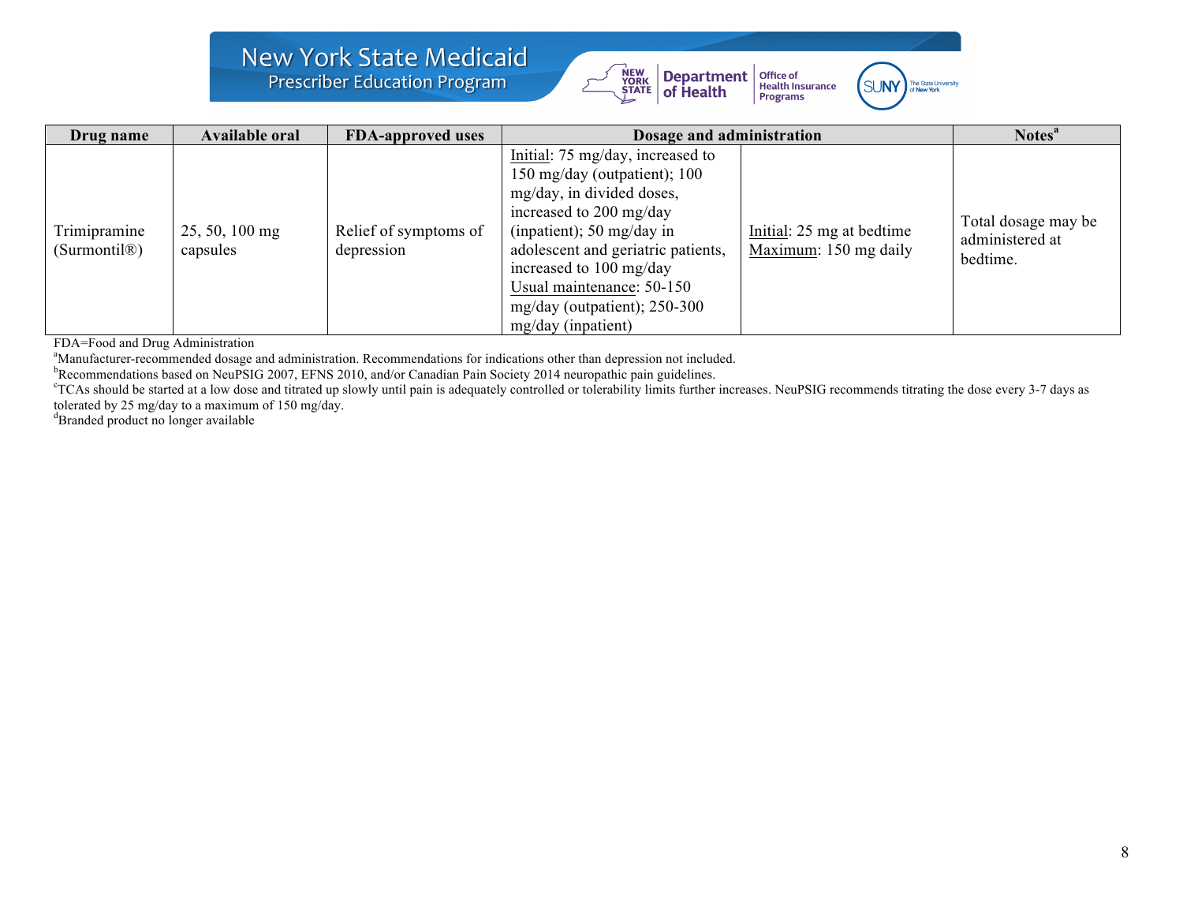| Drug name | Available oral | FDA-approved uses | Dosage and administration | | Notes[a] |
|---|---|---|---|---|---|
| Trimipramine (Surmontil®) | 25, 50, 100 mg capsules | Relief of symptoms of depression | Initial: 75 mg/day, increased to 150 mg/day (outpatient); 100 mg/day, in divided doses, increased to 200 mg/day (inpatient); 50 mg/day in adolescent and geriatric patients, increased to 100 mg/day<br>Usual maintenance: 50-150 mg/day (outpatient); 250-300 mg/day (inpatient) | Initial: 25 mg at bedtime<br>Maximum: 150 mg daily | Total dosage may be administered at bedtime. |

FDA=Food and Drug Administration

[a]Manufacturer-recommended dosage and administration. Recommendations for indications other than depression not included.

[b]Recommendations based on NeuPSIG 2007, EFNS 2010, and/or Canadian Pain Society 2014 neuropathic pain guidelines.

[c]TCAs should be started at a low dose and titrated up slowly until pain is adequately controlled or tolerability limits further increases. NeuPSIG recommends titrating the dose every 3-7 days as tolerated by 25 mg/day to a maximum of 150 mg/day.

[d]Branded product no longer available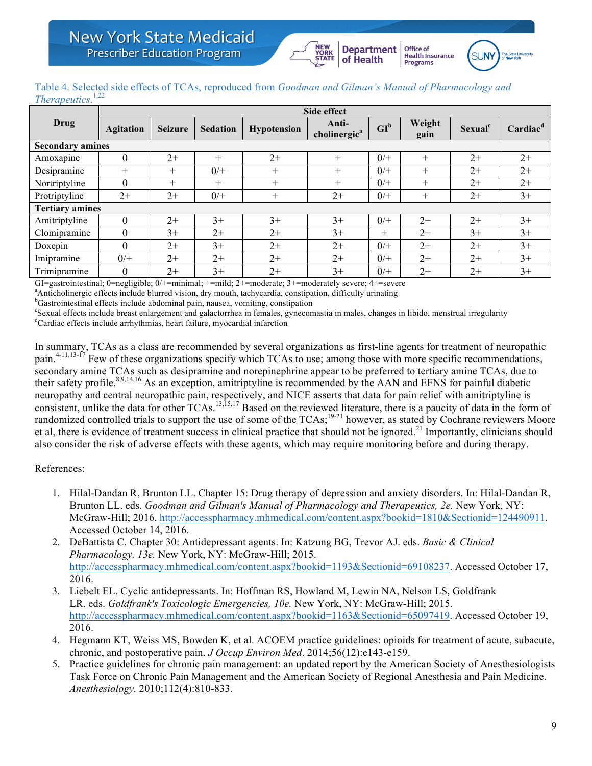Table 4. Selected side effects of TCAs, reproduced from *Goodman and Gilman's Manual of Pharmacology and Therapeutics*.[1,22]

| Drug | Side effect | | | | | | | | |
|---|---|---|---|---|---|---|---|---|---|
| | Agitation | Seizure | Sedation | Hypotension | Anti-cholinergic[a] | GI[b] | Weight gain | Sexual[c] | Cardiac[d] |
| **Secondary amines** | | | | | | | | | |
| Amoxapine | 0 | 2+ | + | 2+ | + | 0/+ | + | 2+ | 2+ |
| Desipramine | + | + | 0/+ | + | + | 0/+ | + | 2+ | 2+ |
| Nortriptyline | 0 | + | + | + | + | 0/+ | + | 2+ | 2+ |
| Protriptyline | 2+ | 2+ | 0/+ | + | 2+ | 0/+ | + | 2+ | 3+ |
| **Tertiary amines** | | | | | | | | | |
| Amitriptyline | 0 | 2+ | 3+ | 3+ | 3+ | 0/+ | 2+ | 2+ | 3+ |
| Clomipramine | 0 | 3+ | 2+ | 2+ | 3+ | + | 2+ | 3+ | 3+ |
| Doxepin | 0 | 2+ | 3+ | 2+ | 2+ | 0/+ | 2+ | 2+ | 3+ |
| Imipramine | 0/+ | 2+ | 2+ | 2+ | 2+ | 0/+ | 2+ | 2+ | 3+ |
| Trimipramine | 0 | 2+ | 3+ | 2+ | 3+ | 0/+ | 2+ | 2+ | 3+ |

GI=gastrointestinal; 0=negligible; 0/+=minimal; +=mild; 2+=moderate; 3+=moderately severe; 4+=severe
[a]Anticholinergic effects include blurred vision, dry mouth, tachycardia, constipation, difficulty urinating
[b]Gastrointestinal effects include abdominal pain, nausea, vomiting, constipation
[c]Sexual effects include breast enlargement and galactorrhea in females, gynecomastia in males, changes in libido, menstrual irregularity
[d]Cardiac effects include arrhythmias, heart failure, myocardial infarction

In summary, TCAs as a class are recommended by several organizations as first-line agents for treatment of neuropathic pain.[4-11,13-17] Few of these organizations specify which TCAs to use; among those with more specific recommendations, secondary amine TCAs such as desipramine and norepinephrine appear to be preferred to tertiary amine TCAs, due to their safety profile.[8,9,14,16] As an exception, amitriptyline is recommended by the AAN and EFNS for painful diabetic neuropathy and central neuropathic pain, respectively, and NICE asserts that data for pain relief with amitriptyline is consistent, unlike the data for other TCAs.[13,15,17] Based on the reviewed literature, there is a paucity of data in the form of randomized controlled trials to support the use of some of the TCAs;[19-21] however, as stated by Cochrane reviewers Moore et al, there is evidence of treatment success in clinical practice that should not be ignored.[21] Importantly, clinicians should also consider the risk of adverse effects with these agents, which may require monitoring before and during therapy.

References:

1. Hilal-Dandan R, Brunton LL. Chapter 15: Drug therapy of depression and anxiety disorders. In: Hilal-Dandan R, Brunton LL. eds. *Goodman and Gilman's Manual of Pharmacology and Therapeutics, 2e.* New York, NY: McGraw-Hill; 2016. http://accesspharmacy.mhmedical.com/content.aspx?bookid=1810&Sectionid=124490911. Accessed October 14, 2016.
2. DeBattista C. Chapter 30: Antidepressant agents. In: Katzung BG, Trevor AJ. eds. *Basic & Clinical Pharmacology, 13e.* New York, NY: McGraw-Hill; 2015. http://accesspharmacy.mhmedical.com/content.aspx?bookid=1193&Sectionid=69108237. Accessed October 17, 2016.
3. Liebelt EL. Cyclic antidepressants. In: Hoffman RS, Howland M, Lewin NA, Nelson LS, Goldfrank LR. eds. *Goldfrank's Toxicologic Emergencies, 10e.* New York, NY: McGraw-Hill; 2015. http://accesspharmacy.mhmedical.com/content.aspx?bookid=1163&Sectionid=65097419. Accessed October 19, 2016.
4. Hegmann KT, Weiss MS, Bowden K, et al. ACOEM practice guidelines: opioids for treatment of acute, subacute, chronic, and postoperative pain. *J Occup Environ Med*. 2014;56(12):e143-e159.
5. Practice guidelines for chronic pain management: an updated report by the American Society of Anesthesiologists Task Force on Chronic Pain Management and the American Society of Regional Anesthesia and Pain Medicine. *Anesthesiology.* 2010;112(4):810-833.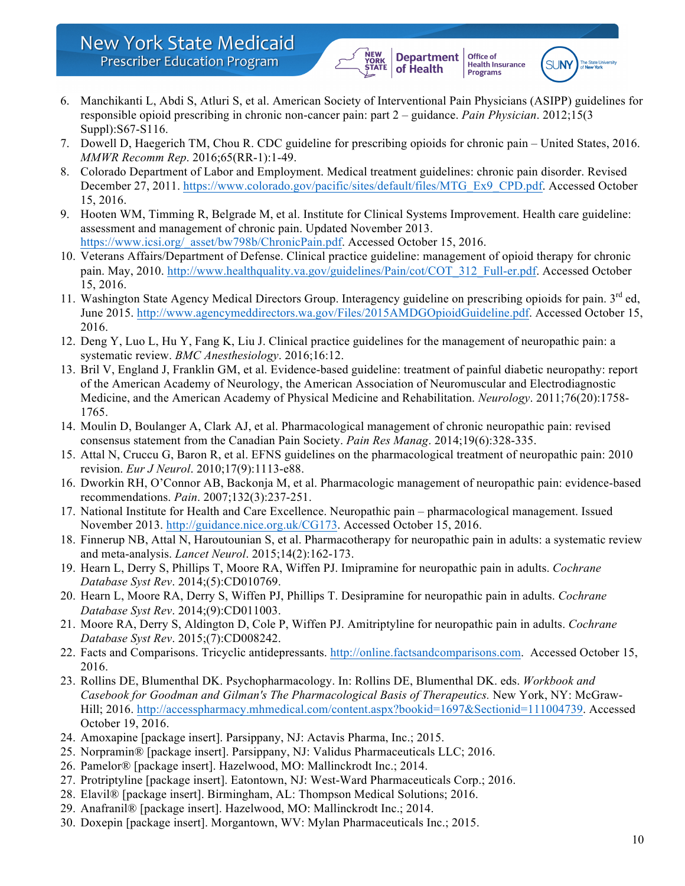6. Manchikanti L, Abdi S, Atluri S, et al. American Society of Interventional Pain Physicians (ASIPP) guidelines for responsible opioid prescribing in chronic non-cancer pain: part 2 – guidance. *Pain Physician*. 2012;15(3 Suppl):S67-S116.
7. Dowell D, Haegerich TM, Chou R. CDC guideline for prescribing opioids for chronic pain – United States, 2016. *MMWR Recomm Rep*. 2016;65(RR-1):1-49.
8. Colorado Department of Labor and Employment. Medical treatment guidelines: chronic pain disorder. Revised December 27, 2011. https://www.colorado.gov/pacific/sites/default/files/MTG_Ex9_CPD.pdf. Accessed October 15, 2016.
9. Hooten WM, Timming R, Belgrade M, et al. Institute for Clinical Systems Improvement. Health care guideline: assessment and management of chronic pain. Updated November 2013. https://www.icsi.org/_asset/bw798b/ChronicPain.pdf. Accessed October 15, 2016.
10. Veterans Affairs/Department of Defense. Clinical practice guideline: management of opioid therapy for chronic pain. May, 2010. http://www.healthquality.va.gov/guidelines/Pain/cot/COT_312_Full-er.pdf. Accessed October 15, 2016.
11. Washington State Agency Medical Directors Group. Interagency guideline on prescribing opioids for pain. 3rd ed, June 2015. http://www.agencymeddirectors.wa.gov/Files/2015AMDGOpioidGuideline.pdf. Accessed October 15, 2016.
12. Deng Y, Luo L, Hu Y, Fang K, Liu J. Clinical practice guidelines for the management of neuropathic pain: a systematic review. *BMC Anesthesiology*. 2016;16:12.
13. Bril V, England J, Franklin GM, et al. Evidence-based guideline: treatment of painful diabetic neuropathy: report of the American Academy of Neurology, the American Association of Neuromuscular and Electrodiagnostic Medicine, and the American Academy of Physical Medicine and Rehabilitation. *Neurology*. 2011;76(20):1758-1765.
14. Moulin D, Boulanger A, Clark AJ, et al. Pharmacological management of chronic neuropathic pain: revised consensus statement from the Canadian Pain Society. *Pain Res Manag*. 2014;19(6):328-335.
15. Attal N, Cruccu G, Baron R, et al. EFNS guidelines on the pharmacological treatment of neuropathic pain: 2010 revision. *Eur J Neurol*. 2010;17(9):1113-e88.
16. Dworkin RH, O'Connor AB, Backonja M, et al. Pharmacologic management of neuropathic pain: evidence-based recommendations. *Pain*. 2007;132(3):237-251.
17. National Institute for Health and Care Excellence. Neuropathic pain – pharmacological management. Issued November 2013. http://guidance.nice.org.uk/CG173. Accessed October 15, 2016.
18. Finnerup NB, Attal N, Haroutounian S, et al. Pharmacotherapy for neuropathic pain in adults: a systematic review and meta-analysis. *Lancet Neurol*. 2015;14(2):162-173.
19. Hearn L, Derry S, Phillips T, Moore RA, Wiffen PJ. Imipramine for neuropathic pain in adults. *Cochrane Database Syst Rev*. 2014;(5):CD010769.
20. Hearn L, Moore RA, Derry S, Wiffen PJ, Phillips T. Desipramine for neuropathic pain in adults. *Cochrane Database Syst Rev*. 2014;(9):CD011003.
21. Moore RA, Derry S, Aldington D, Cole P, Wiffen PJ. Amitriptyline for neuropathic pain in adults. *Cochrane Database Syst Rev*. 2015;(7):CD008242.
22. Facts and Comparisons. Tricyclic antidepressants. http://online.factsandcomparisons.com. Accessed October 15, 2016.
23. Rollins DE, Blumenthal DK. Psychopharmacology. In: Rollins DE, Blumenthal DK. eds. *Workbook and Casebook for Goodman and Gilman's The Pharmacological Basis of Therapeutics.* New York, NY: McGraw-Hill; 2016. http://accesspharmacy.mhmedical.com/content.aspx?bookid=1697&Sectionid=111004739. Accessed October 19, 2016.
24. Amoxapine [package insert]. Parsippany, NJ: Actavis Pharma, Inc.; 2015.
25. Norpramin® [package insert]. Parsippany, NJ: Validus Pharmaceuticals LLC; 2016.
26. Pamelor® [package insert]. Hazelwood, MO: Mallinckrodt Inc.; 2014.
27. Protriptyline [package insert]. Eatontown, NJ: West-Ward Pharmaceuticals Corp.; 2016.
28. Elavil® [package insert]. Birmingham, AL: Thompson Medical Solutions; 2016.
29. Anafranil® [package insert]. Hazelwood, MO: Mallinckrodt Inc.; 2014.
30. Doxepin [package insert]. Morgantown, WV: Mylan Pharmaceuticals Inc.; 2015.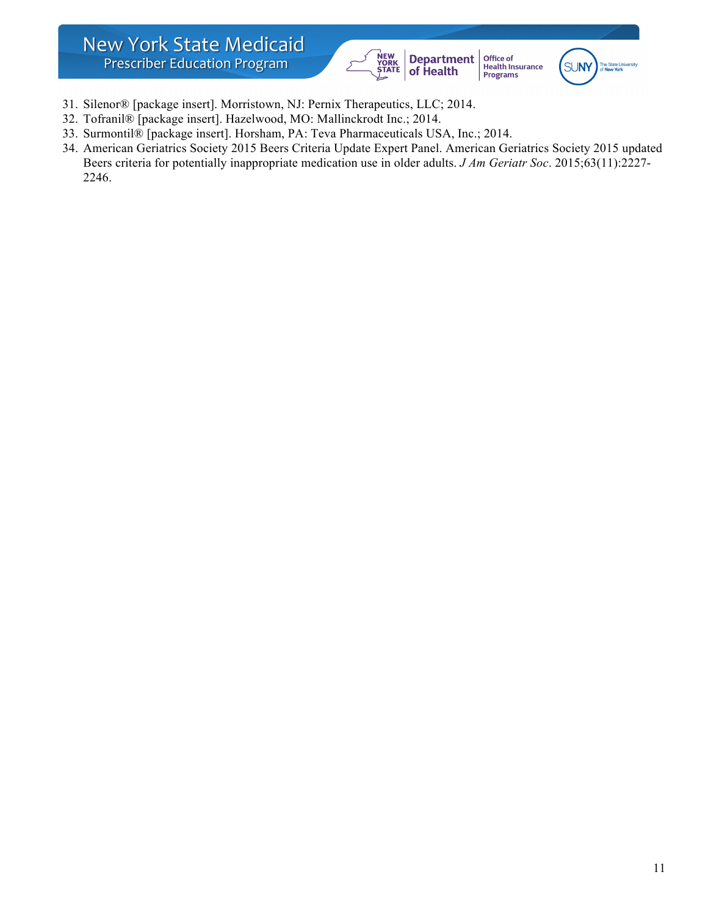31. Silenor® [package insert]. Morristown, NJ: Pernix Therapeutics, LLC; 2014.
32. Tofranil® [package insert]. Hazelwood, MO: Mallinckrodt Inc.; 2014.
33. Surmontil® [package insert]. Horsham, PA: Teva Pharmaceuticals USA, Inc.; 2014.
34. American Geriatrics Society 2015 Beers Criteria Update Expert Panel. American Geriatrics Society 2015 updated Beers criteria for potentially inappropriate medication use in older adults. *J Am Geriatr Soc*. 2015;63(11):2227-2246.